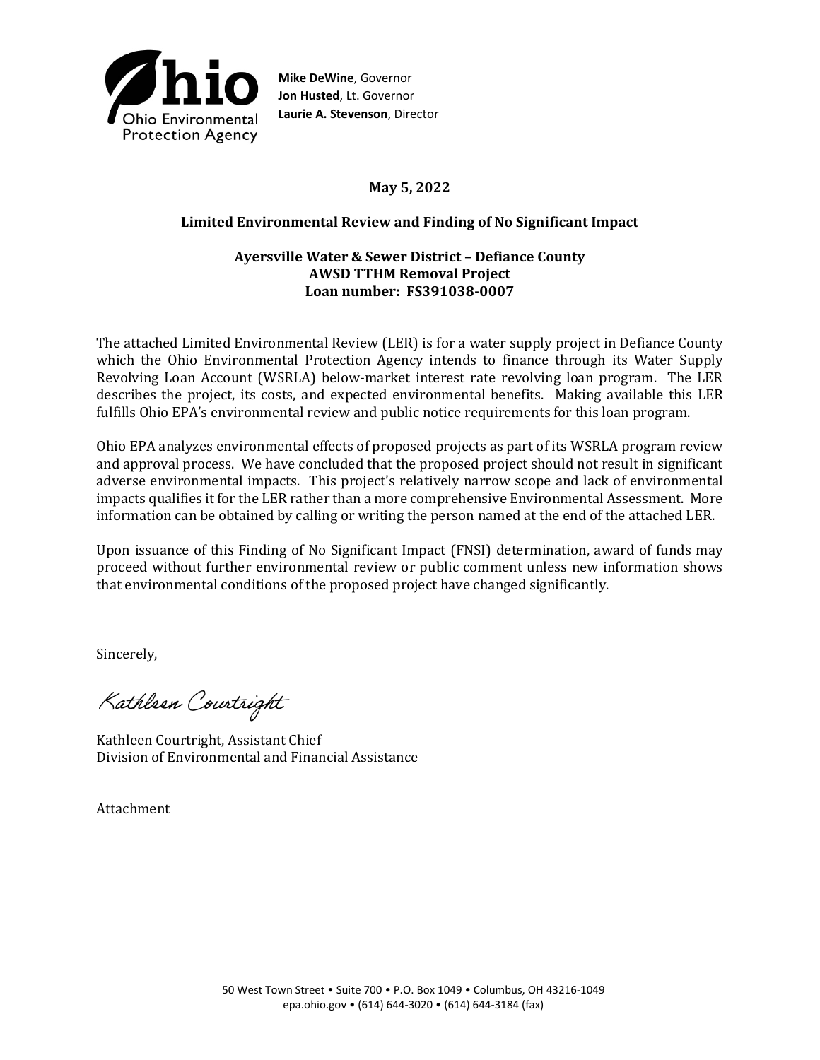**Ohio Environmental Protection Agency**

**Mike DeWine**, Governor
**Jon Husted**, Lt. Governor
**Laurie A. Stevenson**, Director

**May 5, 2022**

**Limited Environmental Review and Finding of No Significant Impact**

**Ayersville Water & Sewer District – Defiance County**
**AWSD TTHM Removal Project**
**Loan number: FS391038-0007**

The attached Limited Environmental Review (LER) is for a water supply project in Defiance County which the Ohio Environmental Protection Agency intends to finance through its Water Supply Revolving Loan Account (WSRLA) below-market interest rate revolving loan program. The LER describes the project, its costs, and expected environmental benefits. Making available this LER fulfills Ohio EPA's environmental review and public notice requirements for this loan program.

Ohio EPA analyzes environmental effects of proposed projects as part of its WSRLA program review and approval process. We have concluded that the proposed project should not result in significant adverse environmental impacts. This project's relatively narrow scope and lack of environmental impacts qualifies it for the LER rather than a more comprehensive Environmental Assessment. More information can be obtained by calling or writing the person named at the end of the attached LER.

Upon issuance of this Finding of No Significant Impact (FNSI) determination, award of funds may proceed without further environmental review or public comment unless new information shows that environmental conditions of the proposed project have changed significantly.

Sincerely,

*Kathleen Courtright*

Kathleen Courtright, Assistant Chief
Division of Environmental and Financial Assistance

Attachment

50 West Town Street • Suite 700 • P.O. Box 1049 • Columbus, OH 43216-1049
epa.ohio.gov • (614) 644-3020 • (614) 644-3184 (fax)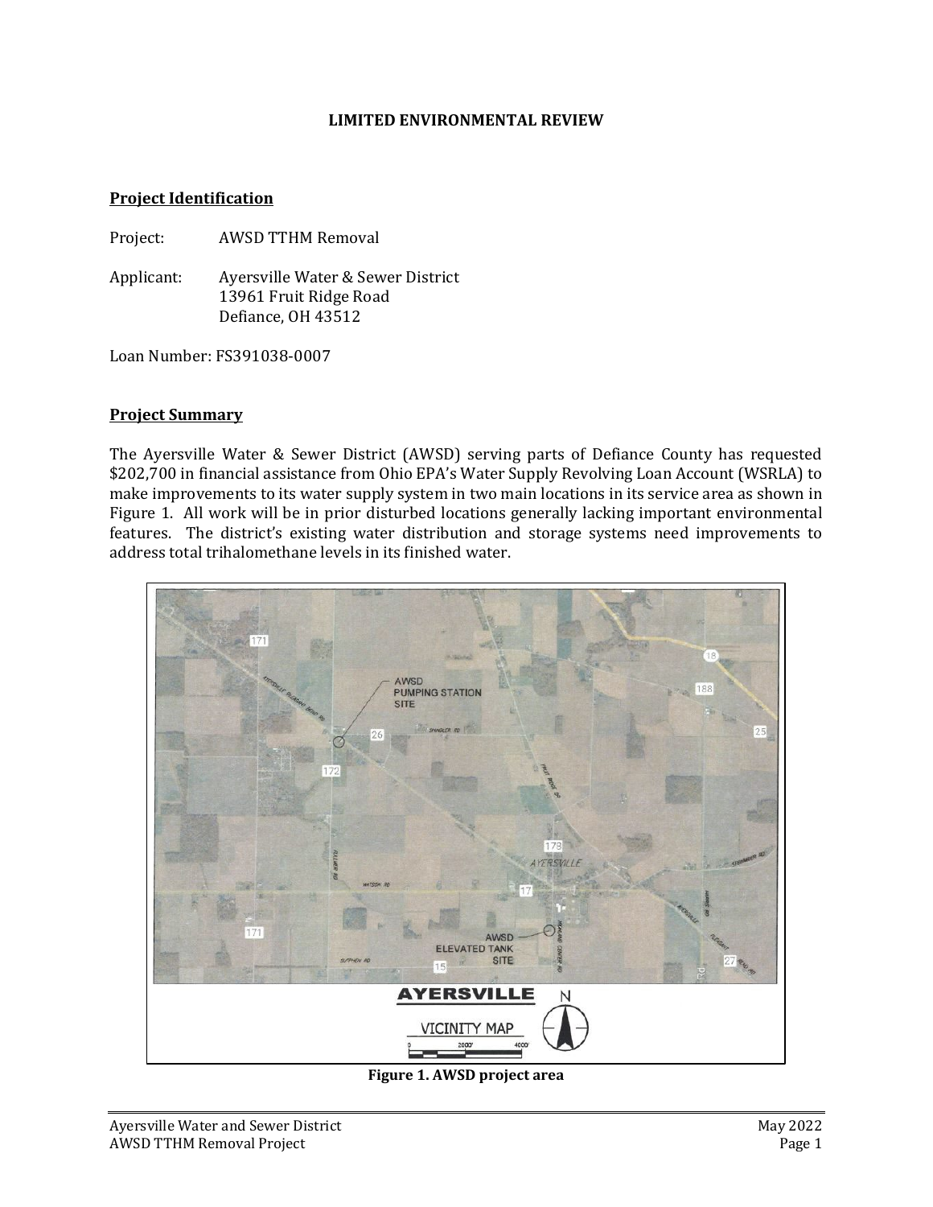# LIMITED ENVIRONMENTAL REVIEW

## Project Identification

Project: AWSD TTHM Removal

Applicant: Ayersville Water & Sewer District
13961 Fruit Ridge Road
Defiance, OH 43512

Loan Number: FS391038-0007

## Project Summary

The Ayersville Water & Sewer District (AWSD) serving parts of Defiance County has requested $202,700 in financial assistance from Ohio EPA's Water Supply Revolving Loan Account (WSRLA) to make improvements to its water supply system in two main locations in its service area as shown in Figure 1. All work will be in prior disturbed locations generally lacking important environmental features. The district's existing water distribution and storage systems need improvements to address total trihalomethane levels in its finished water.

**Figure 1. AWSD project area**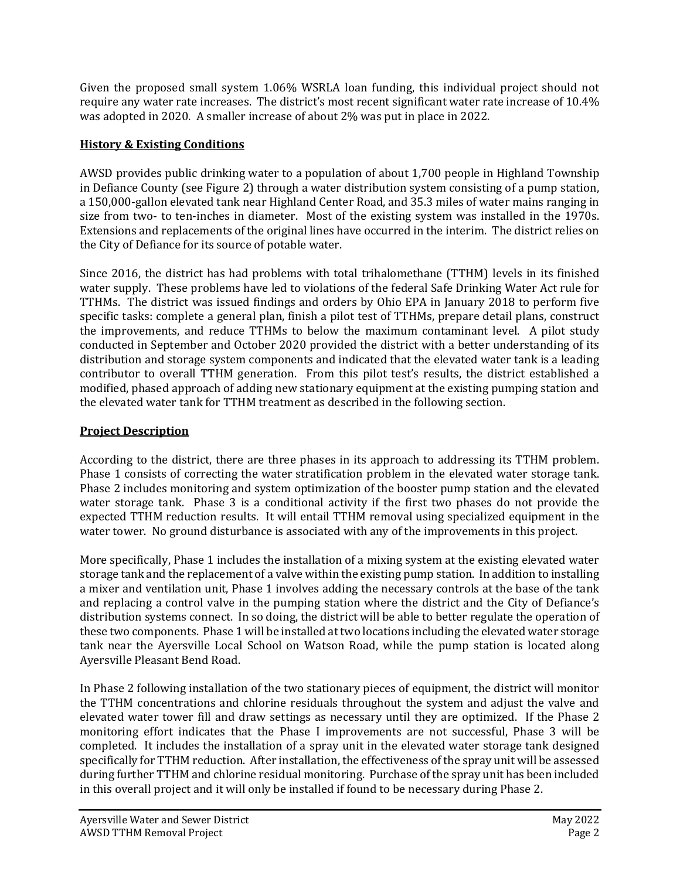Given the proposed small system 1.06% WSRLA loan funding, this individual project should not require any water rate increases. The district's most recent significant water rate increase of 10.4% was adopted in 2020. A smaller increase of about 2% was put in place in 2022.

## History & Existing Conditions

AWSD provides public drinking water to a population of about 1,700 people in Highland Township in Defiance County (see Figure 2) through a water distribution system consisting of a pump station, a 150,000-gallon elevated tank near Highland Center Road, and 35.3 miles of water mains ranging in size from two- to ten-inches in diameter. Most of the existing system was installed in the 1970s. Extensions and replacements of the original lines have occurred in the interim. The district relies on the City of Defiance for its source of potable water.

Since 2016, the district has had problems with total trihalomethane (TTHM) levels in its finished water supply. These problems have led to violations of the federal Safe Drinking Water Act rule for TTHMs. The district was issued findings and orders by Ohio EPA in January 2018 to perform five specific tasks: complete a general plan, finish a pilot test of TTHMs, prepare detail plans, construct the improvements, and reduce TTHMs to below the maximum contaminant level. A pilot study conducted in September and October 2020 provided the district with a better understanding of its distribution and storage system components and indicated that the elevated water tank is a leading contributor to overall TTHM generation. From this pilot test's results, the district established a modified, phased approach of adding new stationary equipment at the existing pumping station and the elevated water tank for TTHM treatment as described in the following section.

## Project Description

According to the district, there are three phases in its approach to addressing its TTHM problem. Phase 1 consists of correcting the water stratification problem in the elevated water storage tank. Phase 2 includes monitoring and system optimization of the booster pump station and the elevated water storage tank. Phase 3 is a conditional activity if the first two phases do not provide the expected TTHM reduction results. It will entail TTHM removal using specialized equipment in the water tower. No ground disturbance is associated with any of the improvements in this project.

More specifically, Phase 1 includes the installation of a mixing system at the existing elevated water storage tank and the replacement of a valve within the existing pump station. In addition to installing a mixer and ventilation unit, Phase 1 involves adding the necessary controls at the base of the tank and replacing a control valve in the pumping station where the district and the City of Defiance's distribution systems connect. In so doing, the district will be able to better regulate the operation of these two components. Phase 1 will be installed at two locations including the elevated water storage tank near the Ayersville Local School on Watson Road, while the pump station is located along Ayersville Pleasant Bend Road.

In Phase 2 following installation of the two stationary pieces of equipment, the district will monitor the TTHM concentrations and chlorine residuals throughout the system and adjust the valve and elevated water tower fill and draw settings as necessary until they are optimized. If the Phase 2 monitoring effort indicates that the Phase I improvements are not successful, Phase 3 will be completed. It includes the installation of a spray unit in the elevated water storage tank designed specifically for TTHM reduction. After installation, the effectiveness of the spray unit will be assessed during further TTHM and chlorine residual monitoring. Purchase of the spray unit has been included in this overall project and it will only be installed if found to be necessary during Phase 2.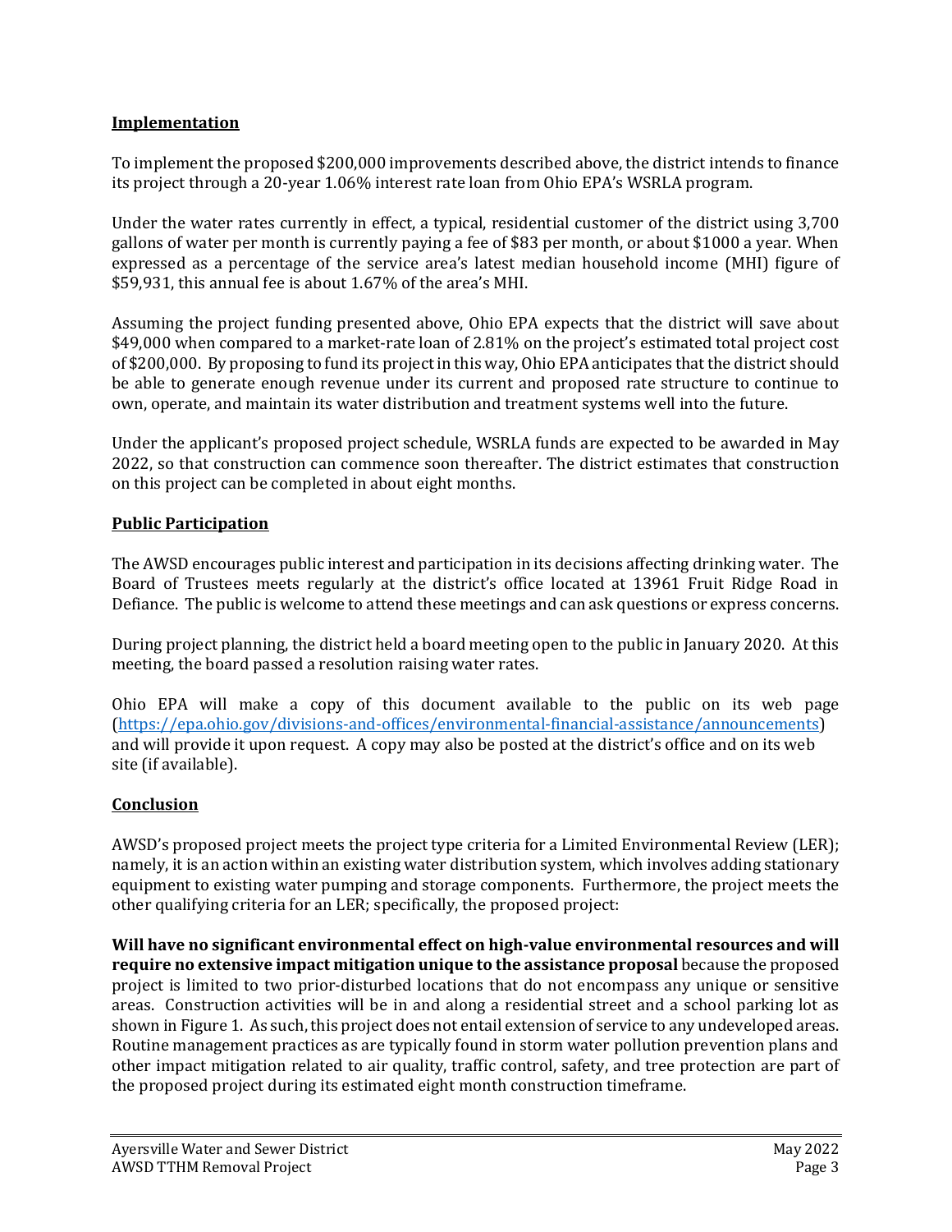## Implementation

To implement the proposed $200,000 improvements described above, the district intends to finance its project through a 20-year 1.06% interest rate loan from Ohio EPA's WSRLA program.

Under the water rates currently in effect, a typical, residential customer of the district using 3,700 gallons of water per month is currently paying a fee of $83 per month, or about $1000 a year. When expressed as a percentage of the service area's latest median household income (MHI) figure of $59,931, this annual fee is about 1.67% of the area's MHI.

Assuming the project funding presented above, Ohio EPA expects that the district will save about $49,000 when compared to a market-rate loan of 2.81% on the project's estimated total project cost of $200,000. By proposing to fund its project in this way, Ohio EPA anticipates that the district should be able to generate enough revenue under its current and proposed rate structure to continue to own, operate, and maintain its water distribution and treatment systems well into the future.

Under the applicant's proposed project schedule, WSRLA funds are expected to be awarded in May 2022, so that construction can commence soon thereafter. The district estimates that construction on this project can be completed in about eight months.

## Public Participation

The AWSD encourages public interest and participation in its decisions affecting drinking water. The Board of Trustees meets regularly at the district's office located at 13961 Fruit Ridge Road in Defiance. The public is welcome to attend these meetings and can ask questions or express concerns.

During project planning, the district held a board meeting open to the public in January 2020. At this meeting, the board passed a resolution raising water rates.

Ohio EPA will make a copy of this document available to the public on its web page (https://epa.ohio.gov/divisions-and-offices/environmental-financial-assistance/announcements) and will provide it upon request. A copy may also be posted at the district's office and on its web site (if available).

## Conclusion

AWSD's proposed project meets the project type criteria for a Limited Environmental Review (LER); namely, it is an action within an existing water distribution system, which involves adding stationary equipment to existing water pumping and storage components. Furthermore, the project meets the other qualifying criteria for an LER; specifically, the proposed project:

**Will have no significant environmental effect on high-value environmental resources and will require no extensive impact mitigation unique to the assistance proposal** because the proposed project is limited to two prior-disturbed locations that do not encompass any unique or sensitive areas. Construction activities will be in and along a residential street and a school parking lot as shown in Figure 1. As such, this project does not entail extension of service to any undeveloped areas. Routine management practices as are typically found in storm water pollution prevention plans and other impact mitigation related to air quality, traffic control, safety, and tree protection are part of the proposed project during its estimated eight month construction timeframe.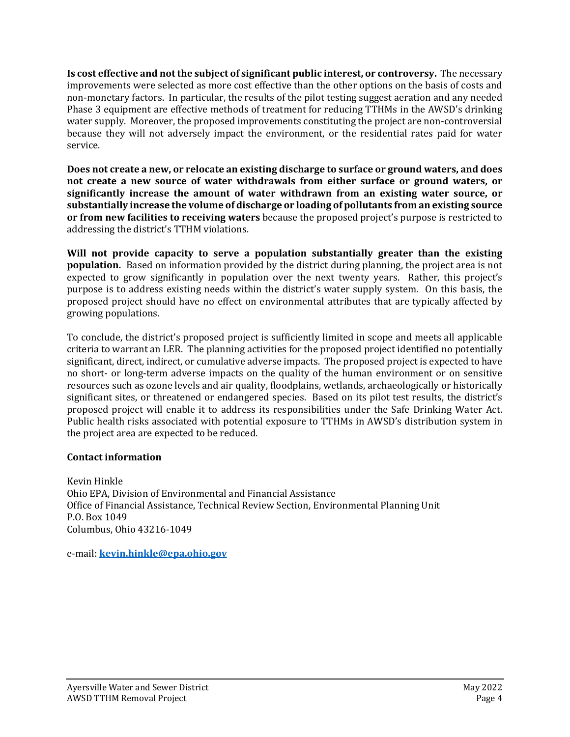**Is cost effective and not the subject of significant public interest, or controversy.** The necessary improvements were selected as more cost effective than the other options on the basis of costs and non-monetary factors. In particular, the results of the pilot testing suggest aeration and any needed Phase 3 equipment are effective methods of treatment for reducing TTHMs in the AWSD's drinking water supply. Moreover, the proposed improvements constituting the project are non-controversial because they will not adversely impact the environment, or the residential rates paid for water service.

**Does not create a new, or relocate an existing discharge to surface or ground waters, and does not create a new source of water withdrawals from either surface or ground waters, or significantly increase the amount of water withdrawn from an existing water source, or substantially increase the volume of discharge or loading of pollutants from an existing source or from new facilities to receiving waters** because the proposed project's purpose is restricted to addressing the district's TTHM violations.

**Will not provide capacity to serve a population substantially greater than the existing population.** Based on information provided by the district during planning, the project area is not expected to grow significantly in population over the next twenty years. Rather, this project's purpose is to address existing needs within the district's water supply system. On this basis, the proposed project should have no effect on environmental attributes that are typically affected by growing populations.

To conclude, the district's proposed project is sufficiently limited in scope and meets all applicable criteria to warrant an LER. The planning activities for the proposed project identified no potentially significant, direct, indirect, or cumulative adverse impacts. The proposed project is expected to have no short- or long-term adverse impacts on the quality of the human environment or on sensitive resources such as ozone levels and air quality, floodplains, wetlands, archaeologically or historically significant sites, or threatened or endangered species. Based on its pilot test results, the district's proposed project will enable it to address its responsibilities under the Safe Drinking Water Act. Public health risks associated with potential exposure to TTHMs in AWSD's distribution system in the project area are expected to be reduced.

### Contact information

Kevin Hinkle
Ohio EPA, Division of Environmental and Financial Assistance
Office of Financial Assistance, Technical Review Section, Environmental Planning Unit
P.O. Box 1049
Columbus, Ohio 43216-1049

e-mail: **kevin.hinkle@epa.ohio.gov**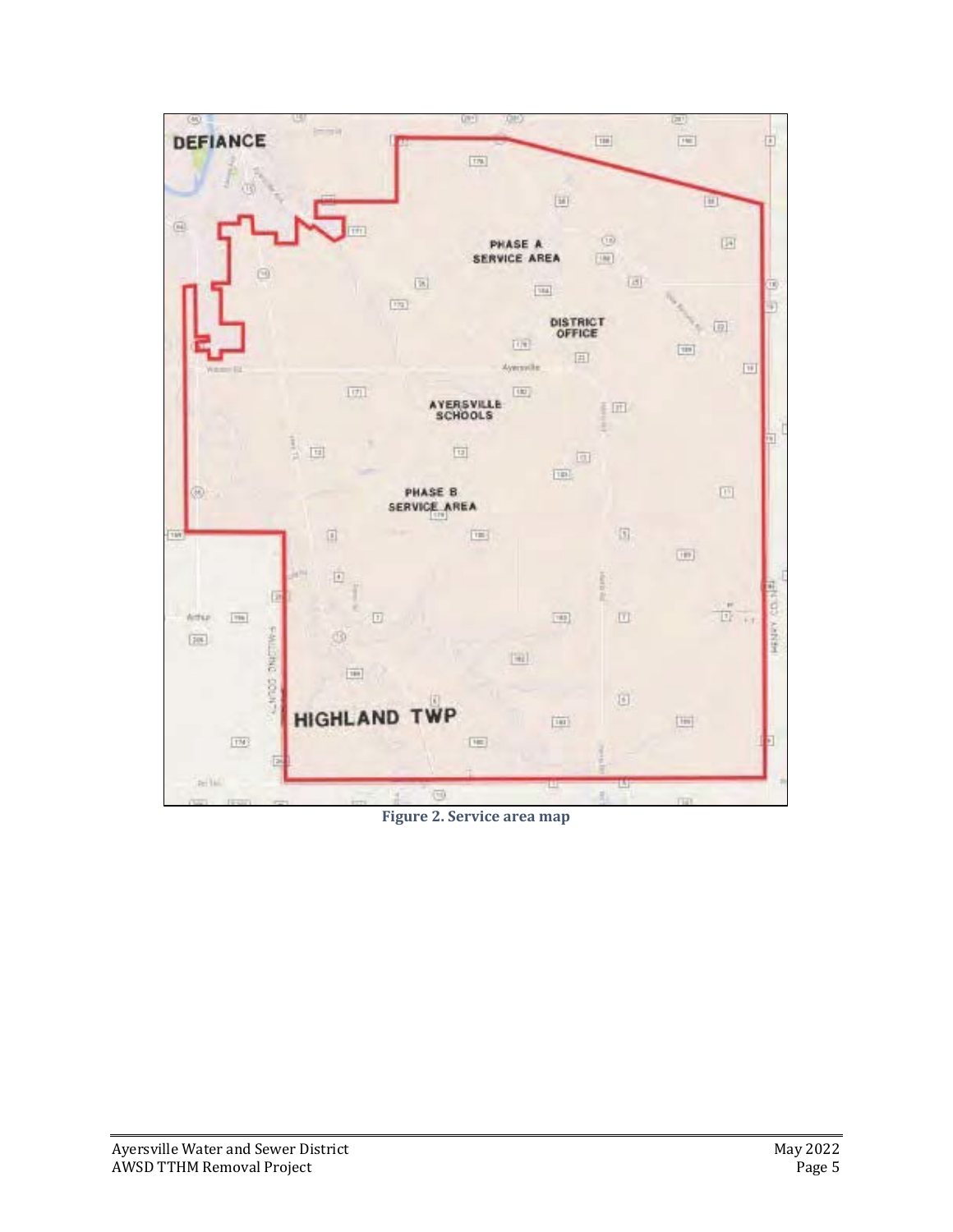DEFIANCE

PHASE A
SERVICE AREA

DISTRICT
OFFICE

AYERSVILLE
SCHOOLS

PHASE B
SERVICE AREA

HIGHLAND TWP

**Figure 2. Service area map**